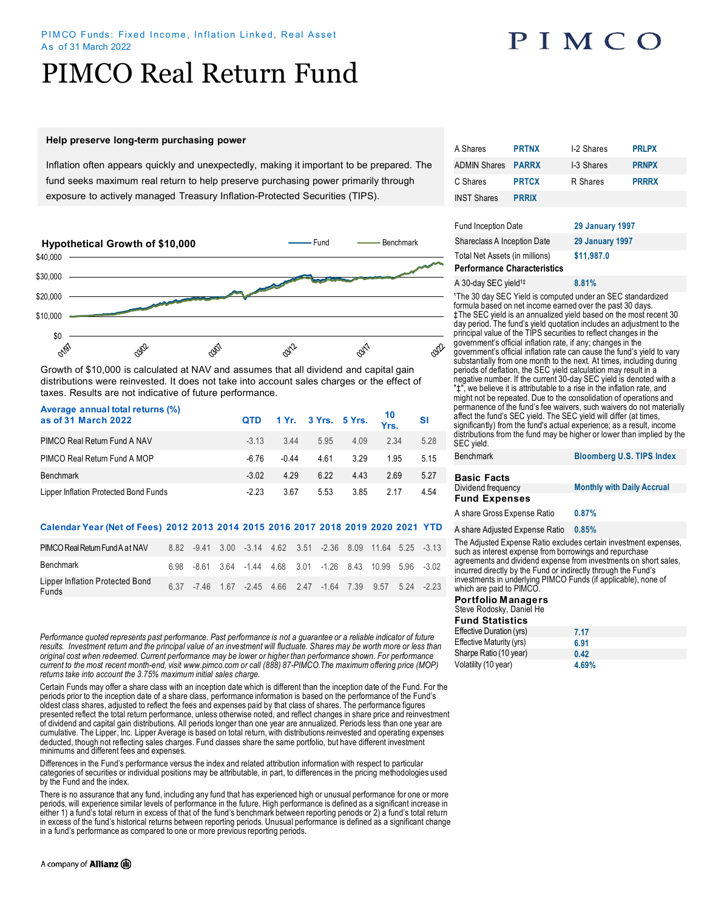PIMCO Funds: Fixed Income, Inflation Linked, Real Asset
As of 31 March 2022

# PIMCO Real Return Fund

### Help preserve long-term purchasing power

Inflation often appears quickly and unexpectedly, making it important to be prepared. The fund seeks maximum real return to help preserve purchasing power primarily through exposure to actively managed Treasury Inflation-Protected Securities (TIPS).

### Hypothetical Growth of $10,000

Fund — Benchmark

$40,000 / $30,000 / $20,000 / $10,000 / $0

01/97 · 03/02 · 03/07 · 03/12 · 03/17 · 03/22

Growth of $10,000 is calculated at NAV and assumes that all dividend and capital gain distributions were reinvested. It does not take into account sales charges or the effect of taxes. Results are not indicative of future performance.

| Average annual total returns (%) as of 31 March 2022 | QTD | 1 Yr. | 3 Yrs. | 5 Yrs. | 10 Yrs. | SI |
|---|---|---|---|---|---|---|
| PIMCO Real Return Fund A NAV | -3.13 | 3.44 | 5.95 | 4.09 | 2.34 | 5.28 |
| PIMCO Real Return Fund A MOP | -6.76 | -0.44 | 4.61 | 3.29 | 1.95 | 5.15 |
| Benchmark | -3.02 | 4.29 | 6.22 | 4.43 | 2.69 | 5.27 |
| Lipper Inflation Protected Bond Funds | -2.23 | 3.67 | 5.53 | 3.85 | 2.17 | 4.54 |

| Calendar Year (Net of Fees) | 2012 | 2013 | 2014 | 2015 | 2016 | 2017 | 2018 | 2019 | 2020 | 2021 | YTD |
|---|---|---|---|---|---|---|---|---|---|---|---|
| PIMCO Real Return Fund A at NAV | 8.82 | -9.41 | 3.00 | -3.14 | 4.62 | 3.51 | -2.36 | 8.09 | 11.64 | 5.25 | -3.13 |
| Benchmark | 6.98 | -8.61 | 3.64 | -1.44 | 4.68 | 3.01 | -1.26 | 8.43 | 10.99 | 5.96 | -3.02 |
| Lipper Inflation Protected Bond Funds | 6.37 | -7.46 | 1.67 | -2.45 | 4.66 | 2.47 | -1.64 | 7.39 | 9.57 | 5.24 | -2.23 |

*Performance quoted represents past performance. Past performance is not a guarantee or a reliable indicator of future results. Investment return and the principal value of an investment will fluctuate. Shares may be worth more or less than original cost when redeemed. Current performance may be lower or higher than performance shown. For performance current to the most recent month-end, visit www.pimco.com or call (888) 87-PIMCO.The maximum offering price (MOP) returns take into account the 3.75% maximum initial sales charge.*

Certain Funds may offer a share class with an inception date which is different than the inception date of the Fund. For the periods prior to the inception date of a share class, performance information is based on the performance of the Fund's oldest class shares, adjusted to reflect the fees and expenses paid by that class of shares. The performance figures presented reflect the total return performance, unless otherwise noted, and reflect changes in share price and reinvestment of dividend and capital gain distributions. All periods longer than one year are annualized. Periods less than one year are cumulative. The Lipper, Inc. Lipper Average is based on total return, with distributions reinvested and operating expenses deducted, though not reflecting sales charges. Fund classes share the same portfolio, but have different investment minimums and different fees and expenses.

Differences in the Fund's performance versus the index and related attribution information with respect to particular categories of securities or individual positions may be attributable, in part, to differences in the pricing methodologies used by the Fund and the index.

There is no assurance that any fund, including any fund that has experienced high or unusual performance for one or more periods, will experience similar levels of performance in the future. High performance is defined as a significant increase in either 1) a fund's total return in excess of that of the fund's benchmark between reporting periods or 2) a fund's total return in excess of the fund's historical returns between reporting periods. Unusual performance is defined as a significant change in a fund's performance as compared to one or more previous reporting periods.

| | | | |
|---|---|---|---|
| A Shares | PRTNX | I-2 Shares | PRLPX |
| ADMIN Shares | PARRX | I-3 Shares | PRNPX |
| C Shares | PRTCX | R Shares | PRRRX |
| INST Shares | PRRIX | | |

| | |
|---|---|
| Fund Inception Date | 29 January 1997 |
| Shareclass A Inception Date | 29 January 1997 |
| Total Net Assets (in millions) | $11,987.0 |

**Performance Characteristics**

| | |
|---|---|
| A 30-day SEC yield[†‡] | 8.81% |

[†]The 30 day SEC Yield is computed under an SEC standardized formula based on net income earned over the past 30 days.
‡The SEC yield is an annualized yield based on the most recent 30 day period. The fund's yield quotation includes an adjustment to the principal value of the TIPS securities to reflect changes in the government's official inflation rate, if any; changes in the government's official inflation rate can cause the fund's yield to vary substantially from one month to the next. At times, including during periods of deflation, the SEC yield calculation may result in a negative number. If the current 30-day SEC yield is denoted with a "‡", we believe it is attributable to a rise in the inflation rate, and might not be repeated. Due to the consolidation of operations and permanence of the fund's fee waivers, such waivers do not materially affect the fund's SEC yield. The SEC yield will differ (at times, significantly) from the fund's actual experience; as a result, income distributions from the fund may be higher or lower than implied by the SEC yield.

| | |
|---|---|
| Benchmark | Bloomberg U.S. TIPS Index |

**Basic Facts**

| | |
|---|---|
| Dividend frequency | Monthly with Daily Accrual |

**Fund Expenses**

| | |
|---|---|
| A share Gross Expense Ratio | 0.87% |
| A share Adjusted Expense Ratio | 0.85% |

The Adjusted Expense Ratio excludes certain investment expenses, such as interest expense from borrowings and repurchase agreements and dividend expense from investments on short sales, incurred directly by the Fund or indirectly through the Fund's investments in underlying PIMCO Funds (if applicable), none of which are paid to PIMCO.

**Portfolio Managers**
Steve Rodosky, Daniel He

**Fund Statistics**

| | |
|---|---|
| Effective Duration (yrs) | 7.17 |
| Effective Maturity (yrs) | 6.91 |
| Sharpe Ratio (10 year) | 0.42 |
| Volatility (10 year) | 4.69% |

A company of Allianz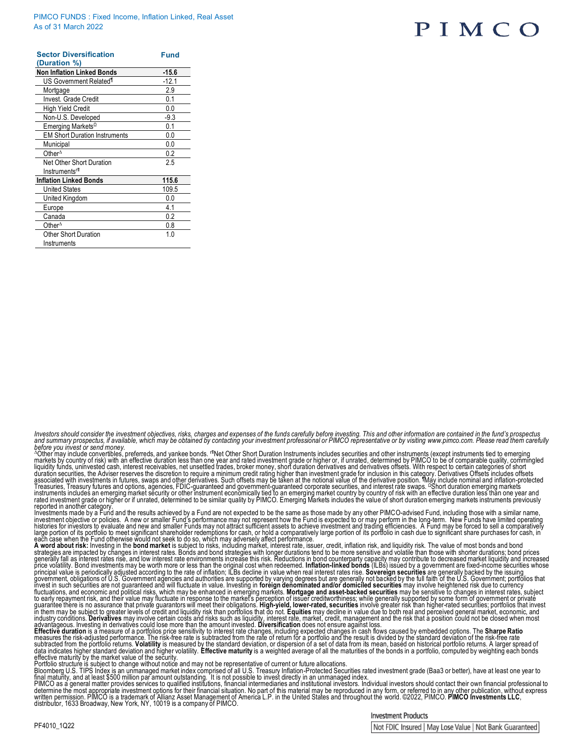PIMCO FUNDS : Fixed Income, Inflation Linked, Real Asset
As of 31 March 2022

| Sector Diversification (Duration %) | Fund |
|---|---|
| **Non Inflation Linked Bonds** | **-15.6** |
| US Government Related¶ | -12.1 |
| Mortgage | 2.9 |
| Invest. Grade Credit | 0.1 |
| High Yield Credit | 0.0 |
| Non-U.S. Developed | -9.3 |
| Emerging Markets[Ω] | 0.1 |
| EM Short Duration Instruments | 0.0 |
| Municipal | 0.0 |
| Other[Δ] | 0.2 |
| Net Other Short Duration Instruments[r¶] | 2.5 |
| **Inflation Linked Bonds** | **115.6** |
| United States | 109.5 |
| United Kingdom | 0.0 |
| Europe | 4.1 |
| Canada | 0.2 |
| Other[Δ] | 0.8 |
| Other Short Duration Instruments | 1.0 |

*Investors should consider the investment objectives, risks, charges and expenses of the funds carefully before investing. This and other information are contained in the fund's prospectus and summary prospectus, if available, which may be obtained by contacting your investment professional or PIMCO representative or by visiting www.pimco.com. Please read them carefully before you invest or send money.*

[Δ]Other may include convertibles, preferreds, and yankee bonds. [r¶]Net Other Short Duration Instruments includes securities and other instruments (except instruments tied to emerging markets by country of risk) with an effective duration less than one year and rated investment grade or higher or, if unrated, determined by PIMCO to be of comparable quality, commingled liquidity funds, uninvested cash, interest receivables, net unsettled trades, broker money, short duration derivatives and derivatives offsets. With respect to certain categories of short duration securities, the Adviser reserves the discretion to require a minimum credit rating higher than investment grade for inclusion in this category. Derivatives Offsets includes offsets associated with investments in futures, swaps and other derivatives. Such offsets may be taken at the notional value of the derivative position. ¶May include nominal and inflation-protected Treasuries, Treasury futures and options, agencies, FDIC-guaranteed and government-guaranteed corporate securities, and interest rate swaps. [Ω]Short duration emerging markets instruments includes an emerging market security or other instrument economically tied to an emerging market country by country of risk with an effective duration less than one year and rated investment grade or higher or if unrated, determined to be similar quality by PIMCO. Emerging Markets includes the value of short duration emerging markets instruments previously reported in another category.

Investments made by a Fund and the results achieved by a Fund are not expected to be the same as those made by any other PIMCO-advised Fund, including those with a similar name, investment objective or policies. A new or smaller Fund's performance may not represent how the Fund is expected to or may perform in the long-term. New Funds have limited operating histories for investors to evaluate and new and smaller Funds may not attract sufficient assets to achieve investment and trading efficiencies. A Fund may be forced to sell a comparatively large portion of its portfolio to meet significant shareholder redemptions for cash, or hold a comparatively large portion of its portfolio in cash due to significant share purchases for cash, in each case when the Fund otherwise would not seek to do so, which may adversely affect performance.

**A word about risk:** Investing in the **bond market** is subject to risks, including market, interest rate, issuer, credit, inflation risk, and liquidity risk. The value of most bonds and bond strategies are impacted by changes in interest rates. Bonds and bond strategies with longer durations tend to be more sensitive and volatile than those with shorter durations; bond prices generally fall as interest rates rise, and low interest rate environments increase this risk. Reductions in bond counterparty capacity may contribute to decreased market liquidity and increased price volatility. Bond investments may be worth more or less than the original cost when redeemed. **Inflation-linked bonds** (ILBs) issued by a government are fixed-income securities whose principal value is periodically adjusted according to the rate of inflation; ILBs decline in value when real interest rates rise. **Sovereign securities** are generally backed by the issuing government, obligations of U.S. Government agencies and authorities are supported by varying degrees but are generally not backed by the full faith of the U.S. Government; portfolios that invest in such securities are not guaranteed and will fluctuate in value. Investing in **foreign denominated and/or domiciled securities** may involve heightened risk due to currency fluctuations, and economic and political risks, which may be enhanced in emerging markets. **Mortgage and asset-backed securities** may be sensitive to changes in interest rates, subject to early repayment risk, and their value may fluctuate in response to the market's perception of issuer creditworthiness; while generally supported by some form of government or private guarantee there is no assurance that private guarantors will meet their obligations. **High-yield, lower-rated, securities** involve greater risk than higher-rated securities; portfolios that invest in them may be subject to greater levels of credit and liquidity risk than portfolios that do not. **Equities** may decline in value due to both real and perceived general market, economic, and industry conditions. **Derivatives** may involve certain costs and risks such as liquidity, interest rate, market, credit, management and the risk that a position could not be closed when most advantageous. Investing in derivatives could lose more than the amount invested. **Diversification** does not ensure against loss.

**Effective duration** is a measure of a portfolios price sensitivity to interest rate changes, including expected changes in cash flows caused by embedded options. The **Sharpe Ratio** measures the risk-adjusted performance. The risk-free rate is subtracted from the rate of return for a portfolio and the result is divided by the standard deviation of the risk-free rate subtracted from the portfolio returns. **Volatility** is measured by the standard deviation, or dispersion of a set of data from its mean, based on historical portfolio returns. A larger spread of data indicates higher standard deviation and higher volatility. **Effective maturity** is a weighted average of all the maturities of the bonds in a portfolio, computed by weighting each bonds effective maturity by the market value of the security.

Portfolio structure is subject to change without notice and may not be representative of current or future allocations.

Bloomberg U.S. TIPS Index is an unmanaged market index comprised of all U.S. Treasury Inflation-Protected Securities rated investment grade (Baa3 or better), have at least one year to final maturity, and at least $500 million par amount outstanding. It is not possible to invest directly in an unmanaged index.

PIMCO as a general matter provides services to qualified institutions, financial intermediaries and institutional investors. Individual investors should contact their own financial professional to determine the most appropriate investment options for their financial situation. No part of this material may be reproduced in any form, or referred to in any other publication, without express written permission. PIMCO is a trademark of Allianz Asset Management of America L.P. in the United States and throughout the world. ©2022, PIMCO. **PIMCO Investments LLC**, distributor, 1633 Broadway, New York, NY, 10019 is a company of PIMCO.

PF4010_1Q22

Investment Products

Not FDIC Insured | May Lose Value | Not Bank Guaranteed